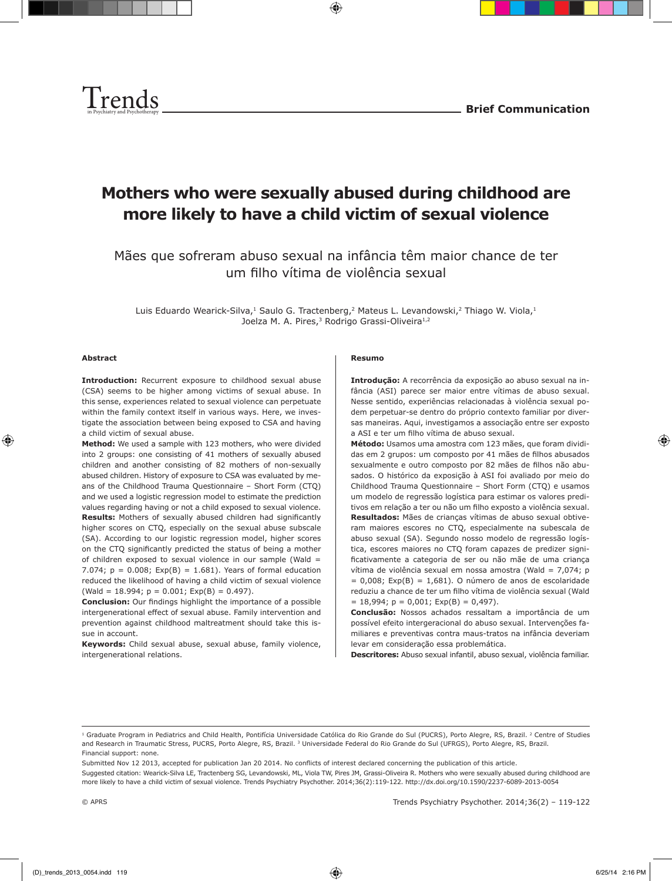Brief Communication

# Mothers who were sexually abused during childhood are more likely to have a child victim of sexual violence

## Mães que sofreram abuso sexual na infância têm maior chance de ter um filho vítima de violência sexual

Luis Eduardo Wearick-Silva,[1] Saulo G. Tractenberg,[2] Mateus L. Levandowski,[2] Thiago W. Viola,[1] Joelza M. A. Pires,[3] Rodrigo Grassi-Oliveira[1,2]

### Abstract

**Introduction:** Recurrent exposure to childhood sexual abuse (CSA) seems to be higher among victims of sexual abuse. In this sense, experiences related to sexual violence can perpetuate within the family context itself in various ways. Here, we investigate the association between being exposed to CSA and having a child victim of sexual abuse.

**Method:** We used a sample with 123 mothers, who were divided into 2 groups: one consisting of 41 mothers of sexually abused children and another consisting of 82 mothers of non-sexually abused children. History of exposure to CSA was evaluated by means of the Childhood Trauma Questionnaire – Short Form (CTQ) and we used a logistic regression model to estimate the prediction values regarding having or not a child exposed to sexual violence.

**Results:** Mothers of sexually abused children had significantly higher scores on CTQ, especially on the sexual abuse subscale (SA). According to our logistic regression model, higher scores on the CTQ significantly predicted the status of being a mother of children exposed to sexual violence in our sample (Wald = 7.074; p = 0.008; Exp(B) = 1.681). Years of formal education reduced the likelihood of having a child victim of sexual violence (Wald = 18.994; p = 0.001; Exp(B) = 0.497).

**Conclusion:** Our findings highlight the importance of a possible intergenerational effect of sexual abuse. Family intervention and prevention against childhood maltreatment should take this issue in account.

**Keywords:** Child sexual abuse, sexual abuse, family violence, intergenerational relations.

### Resumo

**Introdução:** A recorrência da exposição ao abuso sexual na infância (ASI) parece ser maior entre vítimas de abuso sexual. Nesse sentido, experiências relacionadas à violência sexual podem perpetuar-se dentro do próprio contexto familiar por diversas maneiras. Aqui, investigamos a associação entre ser exposto a ASI e ter um filho vítima de abuso sexual.

**Método:** Usamos uma amostra com 123 mães, que foram divididas em 2 grupos: um composto por 41 mães de filhos abusados sexualmente e outro composto por 82 mães de filhos não abusados. O histórico da exposição à ASI foi avaliado por meio do Childhood Trauma Questionnaire – Short Form (CTQ) e usamos um modelo de regressão logística para estimar os valores preditivos em relação a ter ou não um filho exposto a violência sexual.

**Resultados:** Mães de crianças vítimas de abuso sexual obtiveram maiores escores no CTQ, especialmente na subescala de abuso sexual (SA). Segundo nosso modelo de regressão logística, escores maiores no CTQ foram capazes de predizer significativamente a categoria de ser ou não mãe de uma criança vítima de violência sexual em nossa amostra (Wald = 7,074; p = 0,008; Exp(B) = 1,681). O número de anos de escolaridade reduziu a chance de ter um filho vítima de violência sexual (Wald = 18,994; p = 0,001; Exp(B) = 0,497).

**Conclusão:** Nossos achados ressaltam a importância de um possível efeito intergeracional do abuso sexual. Intervenções familiares e preventivas contra maus-tratos na infância deveriam levar em consideração essa problemática.

**Descritores:** Abuso sexual infantil, abuso sexual, violência familiar.

---

[1] Graduate Program in Pediatrics and Child Health, Pontifícia Universidade Católica do Rio Grande do Sul (PUCRS), Porto Alegre, RS, Brazil. [2] Centre of Studies and Research in Traumatic Stress, PUCRS, Porto Alegre, RS, Brazil. [3] Universidade Federal do Rio Grande do Sul (UFRGS), Porto Alegre, RS, Brazil.
Financial support: none.

Submitted Nov 12 2013, accepted for publication Jan 20 2014. No conflicts of interest declared concerning the publication of this article.

Suggested citation: Wearick-Silva LE, Tractenberg SG, Levandowski, ML, Viola TW, Pires JM, Grassi-Oliveira R. Mothers who were sexually abused during childhood are more likely to have a child victim of sexual violence. Trends Psychiatry Psychother. 2014;36(2):119-122. http://dx.doi.org/10.1590/2237-6089-2013-0054

© APRS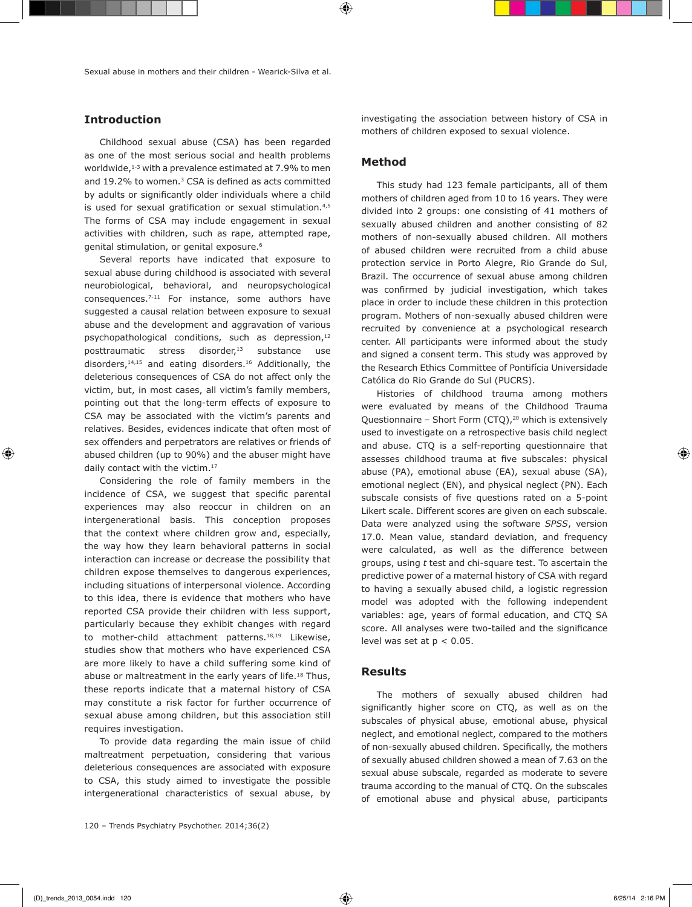## Introduction

Childhood sexual abuse (CSA) has been regarded as one of the most serious social and health problems worldwide,[1-3] with a prevalence estimated at 7.9% to men and 19.2% to women.[3] CSA is defined as acts committed by adults or significantly older individuals where a child is used for sexual gratification or sexual stimulation.[4,5] The forms of CSA may include engagement in sexual activities with children, such as rape, attempted rape, genital stimulation, or genital exposure.[6]

Several reports have indicated that exposure to sexual abuse during childhood is associated with several neurobiological, behavioral, and neuropsychological consequences.[7-11] For instance, some authors have suggested a causal relation between exposure to sexual abuse and the development and aggravation of various psychopathological conditions, such as depression,[12] posttraumatic stress disorder,[13] substance use disorders,[14,15] and eating disorders.[16] Additionally, the deleterious consequences of CSA do not affect only the victim, but, in most cases, all victim's family members, pointing out that the long-term effects of exposure to CSA may be associated with the victim's parents and relatives. Besides, evidences indicate that often most of sex offenders and perpetrators are relatives or friends of abused children (up to 90%) and the abuser might have daily contact with the victim.[17]

Considering the role of family members in the incidence of CSA, we suggest that specific parental experiences may also reoccur in children on an intergenerational basis. This conception proposes that the context where children grow and, especially, the way how they learn behavioral patterns in social interaction can increase or decrease the possibility that children expose themselves to dangerous experiences, including situations of interpersonal violence. According to this idea, there is evidence that mothers who have reported CSA provide their children with less support, particularly because they exhibit changes with regard to mother-child attachment patterns.[18,19] Likewise, studies show that mothers who have experienced CSA are more likely to have a child suffering some kind of abuse or maltreatment in the early years of life.[18] Thus, these reports indicate that a maternal history of CSA may constitute a risk factor for further occurrence of sexual abuse among children, but this association still requires investigation.

To provide data regarding the main issue of child maltreatment perpetuation, considering that various deleterious consequences are associated with exposure to CSA, this study aimed to investigate the possible intergenerational characteristics of sexual abuse, by investigating the association between history of CSA in mothers of children exposed to sexual violence.

## Method

This study had 123 female participants, all of them mothers of children aged from 10 to 16 years. They were divided into 2 groups: one consisting of 41 mothers of sexually abused children and another consisting of 82 mothers of non-sexually abused children. All mothers of abused children were recruited from a child abuse protection service in Porto Alegre, Rio Grande do Sul, Brazil. The occurrence of sexual abuse among children was confirmed by judicial investigation, which takes place in order to include these children in this protection program. Mothers of non-sexually abused children were recruited by convenience at a psychological research center. All participants were informed about the study and signed a consent term. This study was approved by the Research Ethics Committee of Pontifícia Universidade Católica do Rio Grande do Sul (PUCRS).

Histories of childhood trauma among mothers were evaluated by means of the Childhood Trauma Questionnaire – Short Form (CTQ),[20] which is extensively used to investigate on a retrospective basis child neglect and abuse. CTQ is a self-reporting questionnaire that assesses childhood trauma at five subscales: physical abuse (PA), emotional abuse (EA), sexual abuse (SA), emotional neglect (EN), and physical neglect (PN). Each subscale consists of five questions rated on a 5-point Likert scale. Different scores are given on each subscale. Data were analyzed using the software *SPSS*, version 17.0. Mean value, standard deviation, and frequency were calculated, as well as the difference between groups, using *t* test and chi-square test. To ascertain the predictive power of a maternal history of CSA with regard to having a sexually abused child, a logistic regression model was adopted with the following independent variables: age, years of formal education, and CTQ SA score. All analyses were two-tailed and the significance level was set at $p < 0.05$.

## Results

The mothers of sexually abused children had significantly higher score on CTQ, as well as on the subscales of physical abuse, emotional abuse, physical neglect, and emotional neglect, compared to the mothers of non-sexually abused children. Specifically, the mothers of sexually abused children showed a mean of 7.63 on the sexual abuse subscale, regarded as moderate to severe trauma according to the manual of CTQ. On the subscales of emotional abuse and physical abuse, participants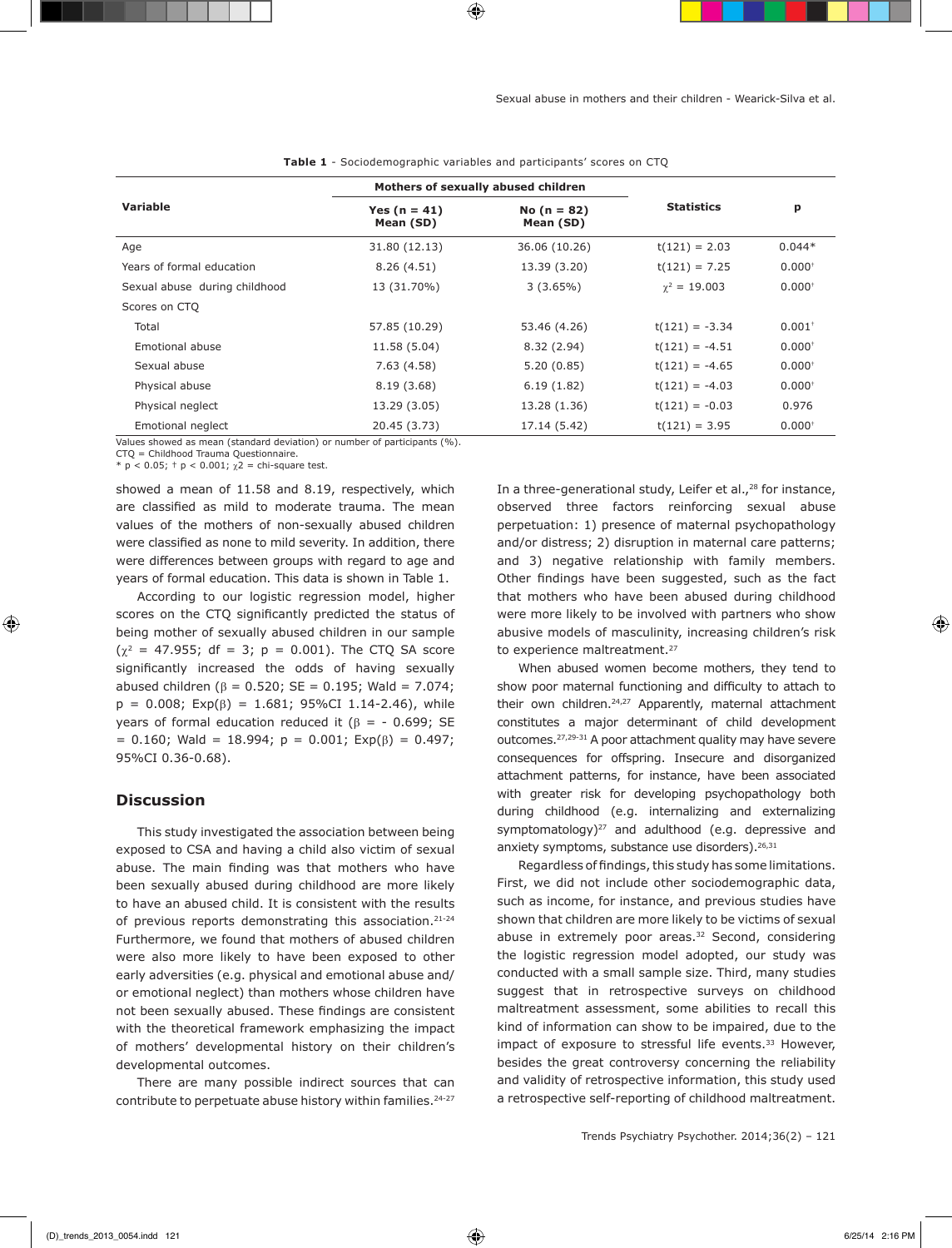**Table 1** - Sociodemographic variables and participants' scores on CTQ

| Variable | Mothers of sexually abused children | | Statistics | p |
|---|---|---|---|---|
| | Yes (n = 41) Mean (SD) | No (n = 82) Mean (SD) | | |
| Age | 31.80 (12.13) | 36.06 (10.26) | t(121) = 2.03 | 0.044* |
| Years of formal education | 8.26 (4.51) | 13.39 (3.20) | t(121) = 7.25 | 0.000† |
| Sexual abuse during childhood | 13 (31.70%) | 3 (3.65%) | $\chi^2$ = 19.003 | 0.000† |
| Scores on CTQ | | | | |
| Total | 57.85 (10.29) | 53.46 (4.26) | t(121) = -3.34 | 0.001† |
| Emotional abuse | 11.58 (5.04) | 8.32 (2.94) | t(121) = -4.51 | 0.000† |
| Sexual abuse | 7.63 (4.58) | 5.20 (0.85) | t(121) = -4.65 | 0.000† |
| Physical abuse | 8.19 (3.68) | 6.19 (1.82) | t(121) = -4.03 | 0.000† |
| Physical neglect | 13.29 (3.05) | 13.28 (1.36) | t(121) = -0.03 | 0.976 |
| Emotional neglect | 20.45 (3.73) | 17.14 (5.42) | t(121) = 3.95 | 0.000† |

Values showed as mean (standard deviation) or number of participants (%).
CTQ = Childhood Trauma Questionnaire.
* $p < 0.05$; † $p < 0.001$; $\chi 2$ = chi-square test.

showed a mean of 11.58 and 8.19, respectively, which are classified as mild to moderate trauma. The mean values of the mothers of non-sexually abused children were classified as none to mild severity. In addition, there were differences between groups with regard to age and years of formal education. This data is shown in Table 1.

According to our logistic regression model, higher scores on the CTQ significantly predicted the status of being mother of sexually abused children in our sample ($\chi^2$ = 47.955; df = 3; p = 0.001). The CTQ SA score significantly increased the odds of having sexually abused children ($\beta$ = 0.520; SE = 0.195; Wald = 7.074; p = 0.008; Exp($\beta$) = 1.681; 95%CI 1.14-2.46), while years of formal education reduced it ($\beta$ = - 0.699; SE = 0.160; Wald = 18.994; p = 0.001; Exp($\beta$) = 0.497; 95%CI 0.36-0.68).

## Discussion

This study investigated the association between being exposed to CSA and having a child also victim of sexual abuse. The main finding was that mothers who have been sexually abused during childhood are more likely to have an abused child. It is consistent with the results of previous reports demonstrating this association.[21-24] Furthermore, we found that mothers of abused children were also more likely to have been exposed to other early adversities (e.g. physical and emotional abuse and/or emotional neglect) than mothers whose children have not been sexually abused. These findings are consistent with the theoretical framework emphasizing the impact of mothers' developmental history on their children's developmental outcomes.

There are many possible indirect sources that can contribute to perpetuate abuse history within families.[24-27] In a three-generational study, Leifer et al.,[28] for instance, observed three factors reinforcing sexual abuse perpetuation: 1) presence of maternal psychopathology and/or distress; 2) disruption in maternal care patterns; and 3) negative relationship with family members. Other findings have been suggested, such as the fact that mothers who have been abused during childhood were more likely to be involved with partners who show abusive models of masculinity, increasing children's risk to experience maltreatment.[27]

When abused women become mothers, they tend to show poor maternal functioning and difficulty to attach to their own children.[24,27] Apparently, maternal attachment constitutes a major determinant of child development outcomes.[27,29-31] A poor attachment quality may have severe consequences for offspring. Insecure and disorganized attachment patterns, for instance, have been associated with greater risk for developing psychopathology both during childhood (e.g. internalizing and externalizing symptomatology)[27] and adulthood (e.g. depressive and anxiety symptoms, substance use disorders).[26,31]

Regardless of findings, this study has some limitations. First, we did not include other sociodemographic data, such as income, for instance, and previous studies have shown that children are more likely to be victims of sexual abuse in extremely poor areas.[32] Second, considering the logistic regression model adopted, our study was conducted with a small sample size. Third, many studies suggest that in retrospective surveys on childhood maltreatment assessment, some abilities to recall this kind of information can show to be impaired, due to the impact of exposure to stressful life events.[33] However, besides the great controversy concerning the reliability and validity of retrospective information, this study used a retrospective self-reporting of childhood maltreatment.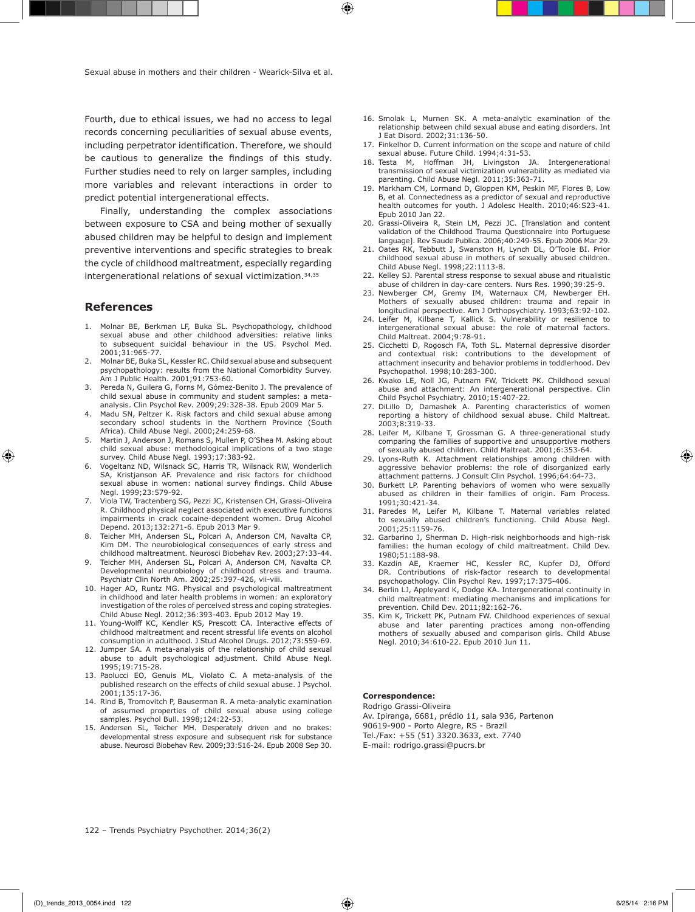Fourth, due to ethical issues, we had no access to legal records concerning peculiarities of sexual abuse events, including perpetrator identification. Therefore, we should be cautious to generalize the findings of this study. Further studies need to rely on larger samples, including more variables and relevant interactions in order to predict potential intergenerational effects.

Finally, understanding the complex associations between exposure to CSA and being mother of sexually abused children may be helpful to design and implement preventive interventions and specific strategies to break the cycle of childhood maltreatment, especially regarding intergenerational relations of sexual victimization.[34,35]

## References

1. Molnar BE, Berkman LF, Buka SL. Psychopathology, childhood sexual abuse and other childhood adversities: relative links to subsequent suicidal behaviour in the US. Psychol Med. 2001;31:965-77.
2. Molnar BE, Buka SL, Kessler RC. Child sexual abuse and subsequent psychopathology: results from the National Comorbidity Survey. Am J Public Health. 2001;91:753-60.
3. Pereda N, Guilera G, Forns M, Gómez-Benito J. The prevalence of child sexual abuse in community and student samples: a meta-analysis. Clin Psychol Rev. 2009;29:328-38. Epub 2009 Mar 5.
4. Madu SN, Peltzer K. Risk factors and child sexual abuse among secondary school students in the Northern Province (South Africa). Child Abuse Negl. 2000;24:259-68.
5. Martin J, Anderson J, Romans S, Mullen P, O'Shea M. Asking about child sexual abuse: methodological implications of a two stage survey. Child Abuse Negl. 1993;17:383-92.
6. Vogeltanz ND, Wilsnack SC, Harris TR, Wilsnack RW, Wonderlich SA, Kristjanson AF. Prevalence and risk factors for childhood sexual abuse in women: national survey findings. Child Abuse Negl. 1999;23:579-92.
7. Viola TW, Tractenberg SG, Pezzi JC, Kristensen CH, Grassi-Oliveira R. Childhood physical neglect associated with executive functions impairments in crack cocaine-dependent women. Drug Alcohol Depend. 2013;132:271-6. Epub 2013 Mar 9.
8. Teicher MH, Andersen SL, Polcari A, Anderson CM, Navalta CP, Kim DM. The neurobiological consequences of early stress and childhood maltreatment. Neurosci Biobehav Rev. 2003;27:33-44.
9. Teicher MH, Andersen SL, Polcari A, Anderson CM, Navalta CP. Developmental neurobiology of childhood stress and trauma. Psychiatr Clin North Am. 2002;25:397-426, vii-viii.
10. Hager AD, Runtz MG. Physical and psychological maltreatment in childhood and later health problems in women: an exploratory investigation of the roles of perceived stress and coping strategies. Child Abuse Negl. 2012;36:393-403. Epub 2012 May 19.
11. Young-Wolff KC, Kendler KS, Prescott CA. Interactive effects of childhood maltreatment and recent stressful life events on alcohol consumption in adulthood. J Stud Alcohol Drugs. 2012;73:559-69.
12. Jumper SA. A meta-analysis of the relationship of child sexual abuse to adult psychological adjustment. Child Abuse Negl. 1995;19:715-28.
13. Paolucci EO, Genuis ML, Violato C. A meta-analysis of the published research on the effects of child sexual abuse. J Psychol. 2001;135:17-36.
14. Rind B, Tromovitch P, Bauserman R. A meta-analytic examination of assumed properties of child sexual abuse using college samples. Psychol Bull. 1998;124:22-53.
15. Andersen SL, Teicher MH. Desperately driven and no brakes: developmental stress exposure and subsequent risk for substance abuse. Neurosci Biobehav Rev. 2009;33:516-24. Epub 2008 Sep 30.
16. Smolak L, Murnen SK. A meta-analytic examination of the relationship between child sexual abuse and eating disorders. Int J Eat Disord. 2002;31:136-50.
17. Finkelhor D. Current information on the scope and nature of child sexual abuse. Future Child. 1994;4:31-53.
18. Testa M, Hoffman JH, Livingston JA. Intergenerational transmission of sexual victimization vulnerability as mediated via parenting. Child Abuse Negl. 2011;35:363-71.
19. Markham CM, Lormand D, Gloppen KM, Peskin MF, Flores B, Low B, et al. Connectedness as a predictor of sexual and reproductive health outcomes for youth. J Adolesc Health. 2010;46:S23-41. Epub 2010 Jan 22.
20. Grassi-Oliveira R, Stein LM, Pezzi JC. [Translation and content validation of the Childhood Trauma Questionnaire into Portuguese language]. Rev Saude Publica. 2006;40:249-55. Epub 2006 Mar 29.
21. Oates RK, Tebbutt J, Swanston H, Lynch DL, O'Toole BI. Prior childhood sexual abuse in mothers of sexually abused children. Child Abuse Negl. 1998;22:1113-8.
22. Kelley SJ. Parental stress response to sexual abuse and ritualistic abuse of children in day-care centers. Nurs Res. 1990;39:25-9.
23. Newberger CM, Gremy IM, Waternaux CM, Newberger EH. Mothers of sexually abused children: trauma and repair in longitudinal perspective. Am J Orthopsychiatry. 1993;63:92-102.
24. Leifer M, Kilbane T, Kallick S. Vulnerability or resilience to intergenerational sexual abuse: the role of maternal factors. Child Maltreat. 2004;9:78-91.
25. Cicchetti D, Rogosch FA, Toth SL. Maternal depressive disorder and contextual risk: contributions to the development of attachment insecurity and behavior problems in toddlerhood. Dev Psychopathol. 1998;10:283-300.
26. Kwako LE, Noll JG, Putnam FW, Trickett PK. Childhood sexual abuse and attachment: An intergenerational perspective. Clin Child Psychol Psychiatry. 2010;15:407-22.
27. DiLillo D, Damashek A. Parenting characteristics of women reporting a history of childhood sexual abuse. Child Maltreat. 2003;8:319-33.
28. Leifer M, Kilbane T, Grossman G. A three-generational study comparing the families of supportive and unsupportive mothers of sexually abused children. Child Maltreat. 2001;6:353-64.
29. Lyons-Ruth K. Attachment relationships among children with aggressive behavior problems: the role of disorganized early attachment patterns. J Consult Clin Psychol. 1996;64:64-73.
30. Burkett LP. Parenting behaviors of women who were sexually abused as children in their families of origin. Fam Process. 1991;30:421-34.
31. Paredes M, Leifer M, Kilbane T. Maternal variables related to sexually abused children's functioning. Child Abuse Negl. 2001;25:1159-76.
32. Garbarino J, Sherman D. High-risk neighborhoods and high-risk families: the human ecology of child maltreatment. Child Dev. 1980;51:188-98.
33. Kazdin AE, Kraemer HC, Kessler RC, Kupfer DJ, Offord DR. Contributions of risk-factor research to developmental psychopathology. Clin Psychol Rev. 1997;17:375-406.
34. Berlin LJ, Appleyard K, Dodge KA. Intergenerational continuity in child maltreatment: mediating mechanisms and implications for prevention. Child Dev. 2011;82:162-76.
35. Kim K, Trickett PK, Putnam FW. Childhood experiences of sexual abuse and later parenting practices among non-offending mothers of sexually abused and comparison girls. Child Abuse Negl. 2010;34:610-22. Epub 2010 Jun 11.

**Correspondence:**
Rodrigo Grassi-Oliveira
Av. Ipiranga, 6681, prédio 11, sala 936, Partenon
90619-900 - Porto Alegre, RS - Brazil
Tel./Fax: +55 (51) 3320.3633, ext. 7740
E-mail: rodrigo.grassi@pucrs.br